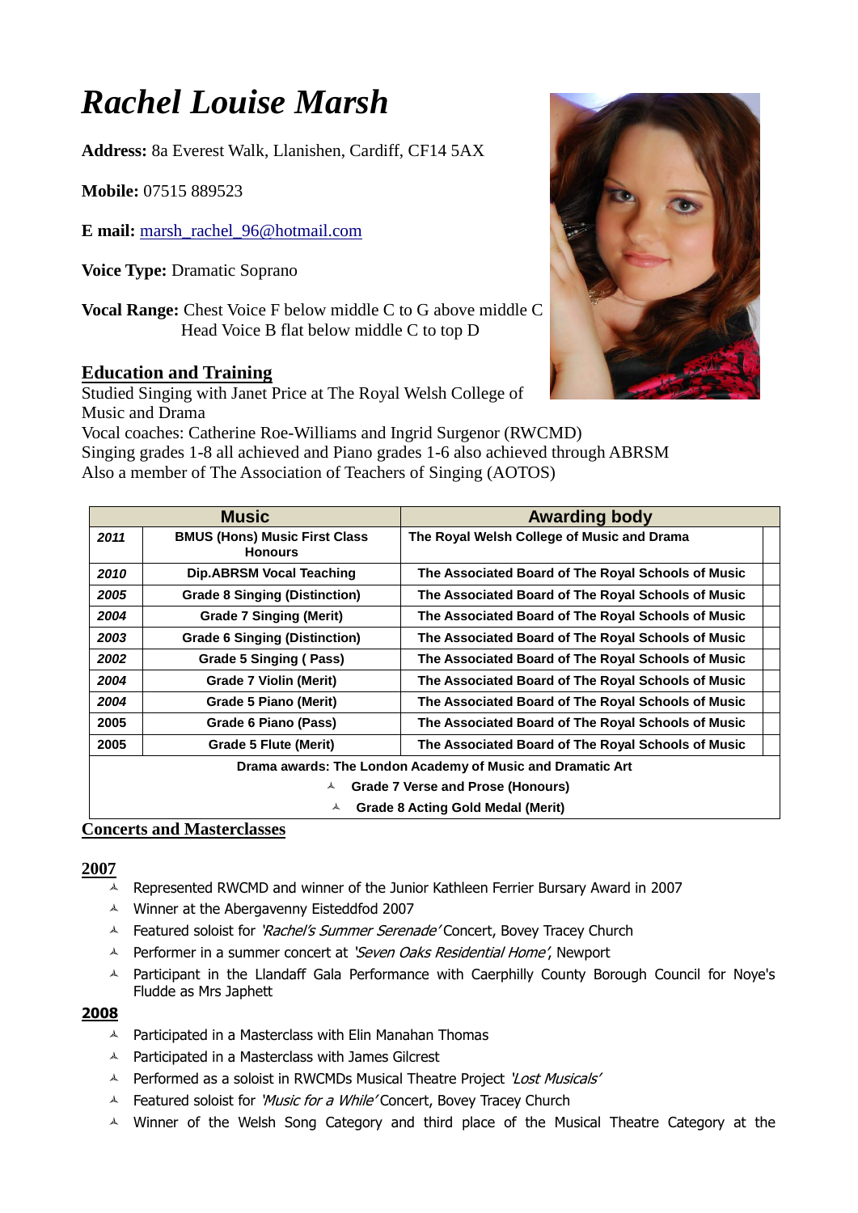# *Rachel Louise Marsh*

**Address:** 8a Everest Walk, Llanishen, Cardiff, CF14 5AX

**Mobile:** 07515 889523

**E mail:** marsh_rachel_96@hotmail.com

**Voice Type:** Dramatic Soprano

**Vocal Range:** Chest Voice F below middle C to G above middle C
Head Voice B flat below middle C to top D

## Education and Training

Studied Singing with Janet Price at The Royal Welsh College of Music and Drama
Vocal coaches: Catherine Roe-Williams and Ingrid Surgenor (RWCMD)
Singing grades 1-8 all achieved and Piano grades 1-6 also achieved through ABRSM
Also a member of The Association of Teachers of Singing (AOTOS)

| Music | | Awarding body |
|---|---|---|
| *2011* | BMUS (Hons) Music First Class Honours | The Royal Welsh College of Music and Drama |
| *2010* | Dip.ABRSM Vocal Teaching | The Associated Board of The Royal Schools of Music |
| *2005* | Grade 8 Singing (Distinction) | The Associated Board of The Royal Schools of Music |
| *2004* | Grade 7 Singing (Merit) | The Associated Board of The Royal Schools of Music |
| *2003* | Grade 6 Singing (Distinction) | The Associated Board of The Royal Schools of Music |
| *2002* | Grade 5 Singing ( Pass) | The Associated Board of The Royal Schools of Music |
| *2004* | Grade 7 Violin (Merit) | The Associated Board of The Royal Schools of Music |
| *2004* | Grade 5 Piano (Merit) | The Associated Board of The Royal Schools of Music |
| 2005 | Grade 6 Piano (Pass) | The Associated Board of The Royal Schools of Music |
| 2005 | Grade 5 Flute (Merit) | The Associated Board of The Royal Schools of Music |
| Drama awards: The London Academy of Music and Dramatic Art<br>- Grade 7 Verse and Prose (Honours)<br>- Grade 8 Acting Gold Medal (Merit) | | |

## Concerts and Masterclasses

### 2007

- Represented RWCMD and winner of the Junior Kathleen Ferrier Bursary Award in 2007
- Winner at the Abergavenny Eisteddfod 2007
- Featured soloist for *'Rachel's Summer Serenade'* Concert, Bovey Tracey Church
- Performer in a summer concert at *'Seven Oaks Residential Home'*, Newport
- Participant in the Llandaff Gala Performance with Caerphilly County Borough Council for Noye's Fludde as Mrs Japhett

### 2008

- Participated in a Masterclass with Elin Manahan Thomas
- Participated in a Masterclass with James Gilcrest
- Performed as a soloist in RWCMDs Musical Theatre Project *'Lost Musicals'*
- Featured soloist for *'Music for a While'* Concert, Bovey Tracey Church
- Winner of the Welsh Song Category and third place of the Musical Theatre Category at the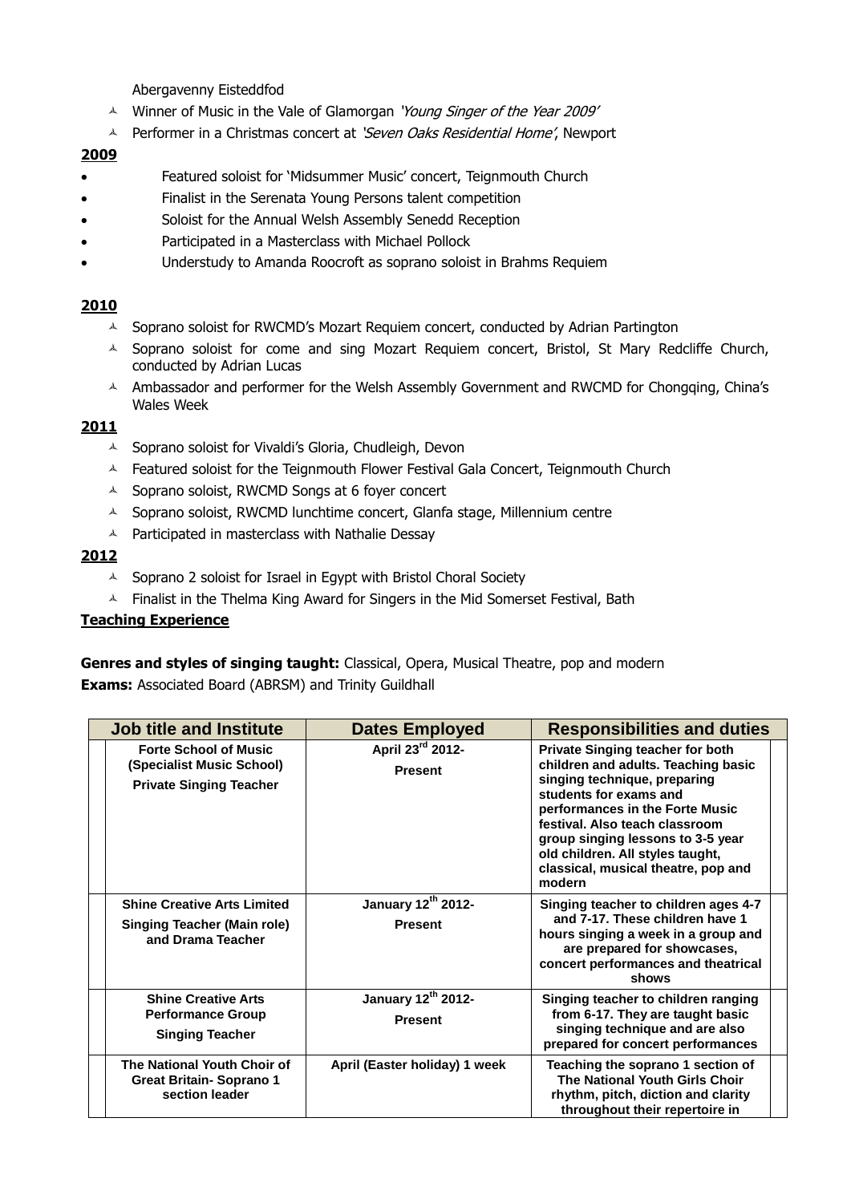Abergavenny Eisteddfod

- Winner of Music in the Vale of Glamorgan *'Young Singer of the Year 2009'*
- Performer in a Christmas concert at *'Seven Oaks Residential Home'*, Newport

**2009**

- Featured soloist for 'Midsummer Music' concert, Teignmouth Church
- Finalist in the Serenata Young Persons talent competition
- Soloist for the Annual Welsh Assembly Senedd Reception
- Participated in a Masterclass with Michael Pollock
- Understudy to Amanda Roocroft as soprano soloist in Brahms Requiem

**2010**

- Soprano soloist for RWCMD's Mozart Requiem concert, conducted by Adrian Partington
- Soprano soloist for come and sing Mozart Requiem concert, Bristol, St Mary Redcliffe Church, conducted by Adrian Lucas
- Ambassador and performer for the Welsh Assembly Government and RWCMD for Chongqing, China's Wales Week

**2011**

- Soprano soloist for Vivaldi's Gloria, Chudleigh, Devon
- Featured soloist for the Teignmouth Flower Festival Gala Concert, Teignmouth Church
- Soprano soloist, RWCMD Songs at 6 foyer concert
- Soprano soloist, RWCMD lunchtime concert, Glanfa stage, Millennium centre
- Participated in masterclass with Nathalie Dessay

**2012**

- Soprano 2 soloist for Israel in Egypt with Bristol Choral Society
- Finalist in the Thelma King Award for Singers in the Mid Somerset Festival, Bath

**Teaching Experience**

**Genres and styles of singing taught:** Classical, Opera, Musical Theatre, pop and modern
**Exams:** Associated Board (ABRSM) and Trinity Guildhall

| Job title and Institute | Dates Employed | Responsibilities and duties |
|---|---|---|
| **Forte School of Music (Specialist Music School)** **Private Singing Teacher** | **April 23rd 2012- Present** | **Private Singing teacher for both children and adults. Teaching basic singing technique, preparing students for exams and performances in the Forte Music festival. Also teach classroom group singing lessons to 3-5 year old children. All styles taught, classical, musical theatre, pop and modern** |
| **Shine Creative Arts Limited** **Singing Teacher (Main role) and Drama Teacher** | **January 12th 2012- Present** | **Singing teacher to children ages 4-7 and 7-17. These children have 1 hours singing a week in a group and are prepared for showcases, concert performances and theatrical shows** |
| **Shine Creative Arts Performance Group** **Singing Teacher** | **January 12th 2012- Present** | **Singing teacher to children ranging from 6-17. They are taught basic singing technique and are also prepared for concert performances** |
| **The National Youth Choir of Great Britain- Soprano 1 section leader** | **April (Easter holiday) 1 week** | **Teaching the soprano 1 section of The National Youth Girls Choir rhythm, pitch, diction and clarity throughout their repertoire in** |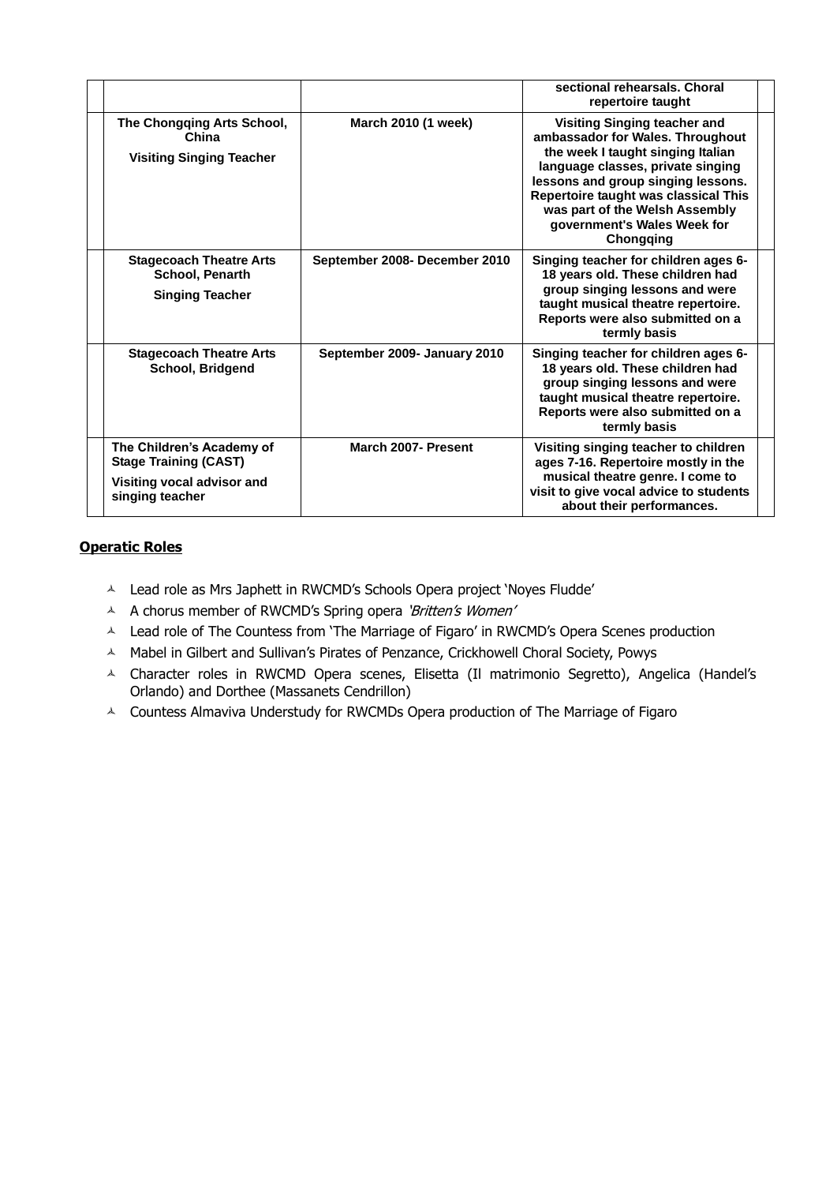| | | |
|---|---|---|
| | | sectional rehearsals. Choral repertoire taught |
| **The Chongqing Arts School, China**<br><br>**Visiting Singing Teacher** | **March 2010 (1 week)** | **Visiting Singing teacher and ambassador for Wales. Throughout the week I taught singing Italian language classes, private singing lessons and group singing lessons. Repertoire taught was classical This was part of the Welsh Assembly government's Wales Week for Chongqing** |
| **Stagecoach Theatre Arts School, Penarth**<br><br>**Singing Teacher** | **September 2008- December 2010** | **Singing teacher for children ages 6-18 years old. These children had group singing lessons and were taught musical theatre repertoire. Reports were also submitted on a termly basis** |
| **Stagecoach Theatre Arts School, Bridgend** | **September 2009- January 2010** | **Singing teacher for children ages 6-18 years old. These children had group singing lessons and were taught musical theatre repertoire. Reports were also submitted on a termly basis** |
| **The Children's Academy of Stage Training (CAST)**<br><br>**Visiting vocal advisor and singing teacher** | **March 2007- Present** | **Visiting singing teacher to children ages 7-16. Repertoire mostly in the musical theatre genre. I come to visit to give vocal advice to students about their performances.** |

## Operatic Roles

- Lead role as Mrs Japhett in RWCMD's Schools Opera project 'Noyes Fludde'
- A chorus member of RWCMD's Spring opera *'Britten's Women'*
- Lead role of The Countess from 'The Marriage of Figaro' in RWCMD's Opera Scenes production
- Mabel in Gilbert and Sullivan's Pirates of Penzance, Crickhowell Choral Society, Powys
- Character roles in RWCMD Opera scenes, Elisetta (Il matrimonio Segretto), Angelica (Handel's Orlando) and Dorthee (Massanets Cendrillon)
- Countess Almaviva Understudy for RWCMDs Opera production of The Marriage of Figaro